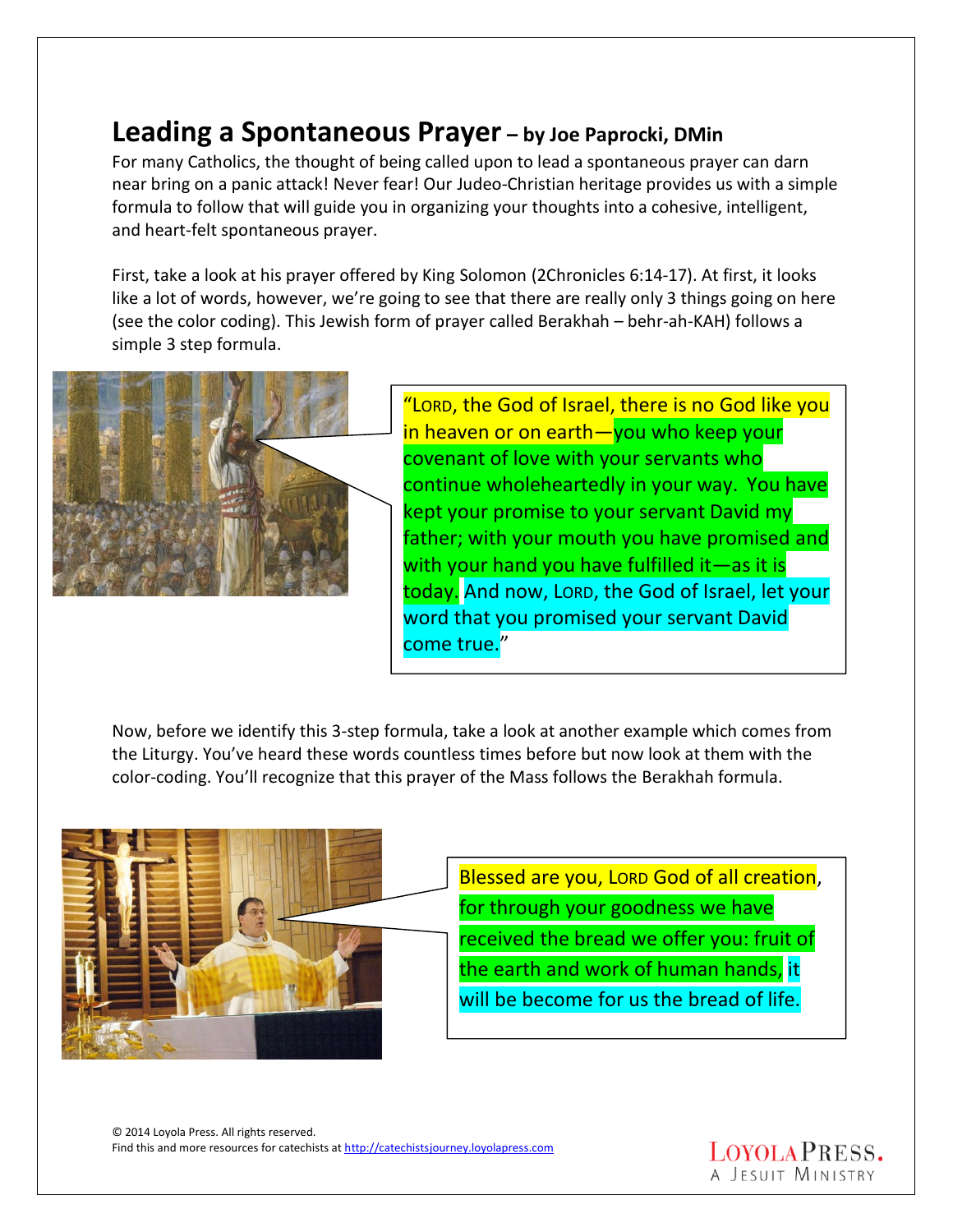# **Leading a Spontaneous Prayer** – by Joe Paprocki, DMin

For many Catholics, the thought of being called upon to lead a spontaneous prayer can darn near bring on a panic attack! Never fear! Our Judeo-Christian heritage provides us with a simple formula to follow that will guide you in organizing your thoughts into a cohesive, intelligent, and heart-felt spontaneous prayer.

First, take a look at his prayer offered by King Solomon (2Chronicles 6:14-17). At first, it looks like a lot of words, however, we're going to see that there are really only 3 things going on here (see the color coding). This Jewish form of prayer called Berakhah – behr-ah-KAH) follows a simple 3 step formula.

> "LORD, the God of Israel, there is no God like you in heaven or on earth—you who keep your covenant of love with your servants who continue wholeheartedly in your way. You have kept your promise to your servant David my father; with your mouth you have promised and with your hand you have fulfilled it—as it is today. And now, LORD, the God of Israel, let your word that you promised your servant David come true."

Now, before we identify this 3-step formula, take a look at another example which comes from the Liturgy. You've heard these words countless times before but now look at them with the color-coding. You'll recognize that this prayer of the Mass follows the Berakhah formula.

> Blessed are you, LORD God of all creation, for through your goodness we have received the bread we offer you: fruit of the earth and work of human hands, it will be become for us the bread of life.

© 2014 Loyola Press. All rights reserved.
Find this and more resources for catechists at http://catechistsjourney.loyolapress.com

LOYOLA PRESS. A JESUIT MINISTRY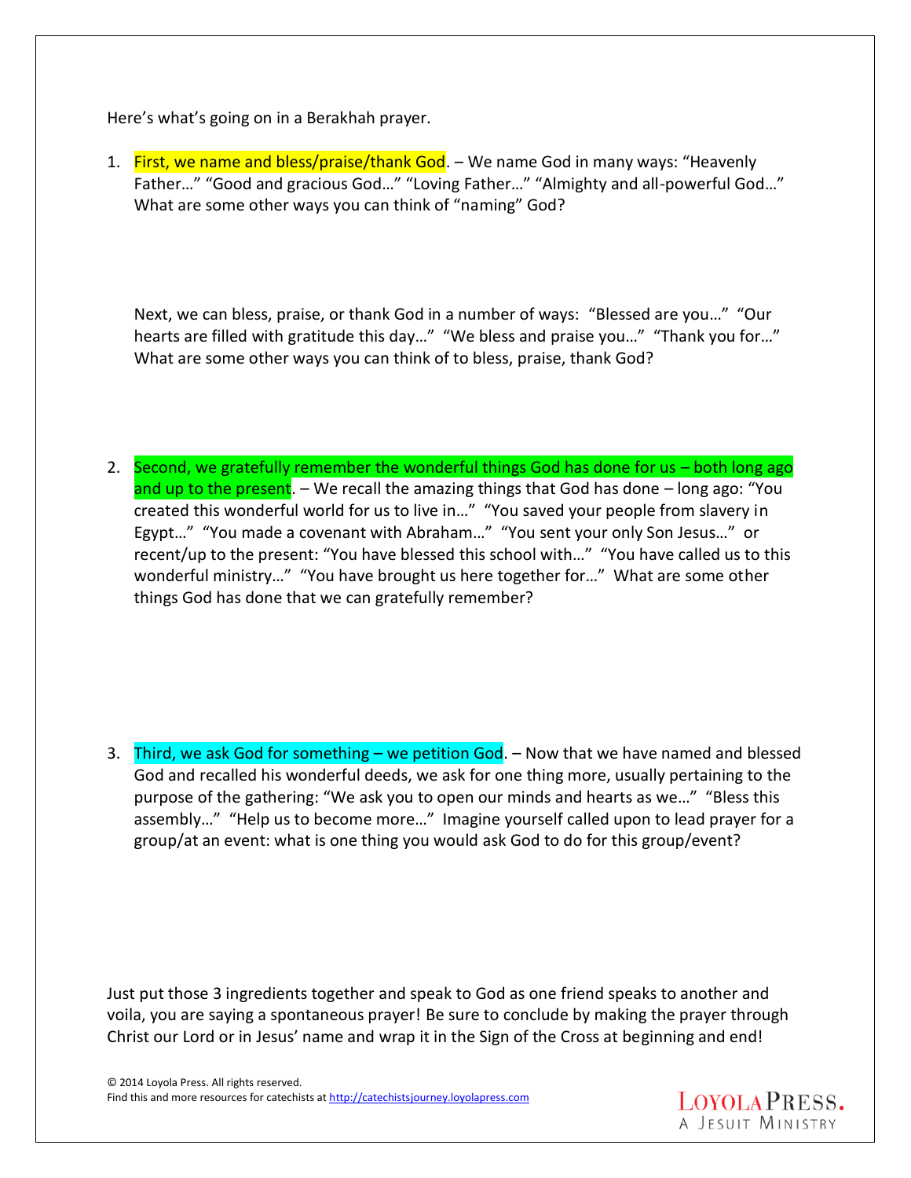Here's what's going on in a Berakhah prayer.

1. First, we name and bless/praise/thank God. – We name God in many ways: "Heavenly Father…" "Good and gracious God…" "Loving Father…" "Almighty and all-powerful God…" What are some other ways you can think of "naming" God?

   Next, we can bless, praise, or thank God in a number of ways: "Blessed are you…" "Our hearts are filled with gratitude this day…" "We bless and praise you…" "Thank you for…" What are some other ways you can think of to bless, praise, thank God?

2. Second, we gratefully remember the wonderful things God has done for us – both long ago and up to the present. – We recall the amazing things that God has done – long ago: "You created this wonderful world for us to live in…" "You saved your people from slavery in Egypt…" "You made a covenant with Abraham…" "You sent your only Son Jesus…" or recent/up to the present: "You have blessed this school with…" "You have called us to this wonderful ministry…" "You have brought us here together for…" What are some other things God has done that we can gratefully remember?

3. Third, we ask God for something – we petition God. – Now that we have named and blessed God and recalled his wonderful deeds, we ask for one thing more, usually pertaining to the purpose of the gathering: "We ask you to open our minds and hearts as we…" "Bless this assembly…" "Help us to become more…" Imagine yourself called upon to lead prayer for a group/at an event: what is one thing you would ask God to do for this group/event?

Just put those 3 ingredients together and speak to God as one friend speaks to another and voila, you are saying a spontaneous prayer! Be sure to conclude by making the prayer through Christ our Lord or in Jesus' name and wrap it in the Sign of the Cross at beginning and end!

© 2014 Loyola Press. All rights reserved.
Find this and more resources for catechists at http://catechistsjourney.loyolapress.com

LOYOLA PRESS.
A JESUIT MINISTRY